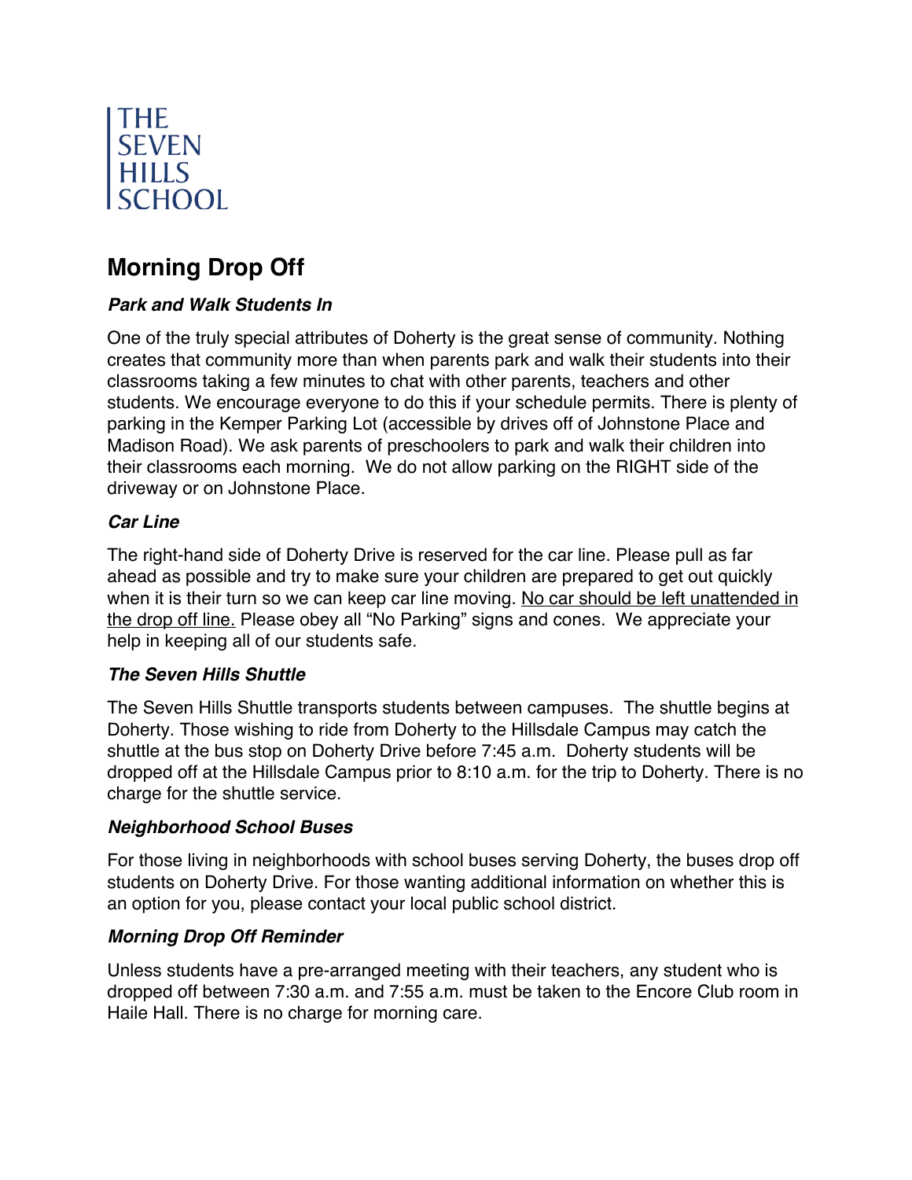THE SEVEN HILLS SCHOOL

# Morning Drop Off

### *Park and Walk Students In*

One of the truly special attributes of Doherty is the great sense of community. Nothing creates that community more than when parents park and walk their students into their classrooms taking a few minutes to chat with other parents, teachers and other students. We encourage everyone to do this if your schedule permits. There is plenty of parking in the Kemper Parking Lot (accessible by drives off of Johnstone Place and Madison Road). We ask parents of preschoolers to park and walk their children into their classrooms each morning. We do not allow parking on the RIGHT side of the driveway or on Johnstone Place.

### *Car Line*

The right-hand side of Doherty Drive is reserved for the car line. Please pull as far ahead as possible and try to make sure your children are prepared to get out quickly when it is their turn so we can keep car line moving. <u>No car should be left unattended in the drop off line.</u> Please obey all "No Parking" signs and cones. We appreciate your help in keeping all of our students safe.

### *The Seven Hills Shuttle*

The Seven Hills Shuttle transports students between campuses. The shuttle begins at Doherty. Those wishing to ride from Doherty to the Hillsdale Campus may catch the shuttle at the bus stop on Doherty Drive before 7:45 a.m. Doherty students will be dropped off at the Hillsdale Campus prior to 8:10 a.m. for the trip to Doherty. There is no charge for the shuttle service.

### *Neighborhood School Buses*

For those living in neighborhoods with school buses serving Doherty, the buses drop off students on Doherty Drive. For those wanting additional information on whether this is an option for you, please contact your local public school district.

### *Morning Drop Off Reminder*

Unless students have a pre-arranged meeting with their teachers, any student who is dropped off between 7:30 a.m. and 7:55 a.m. must be taken to the Encore Club room in Haile Hall. There is no charge for morning care.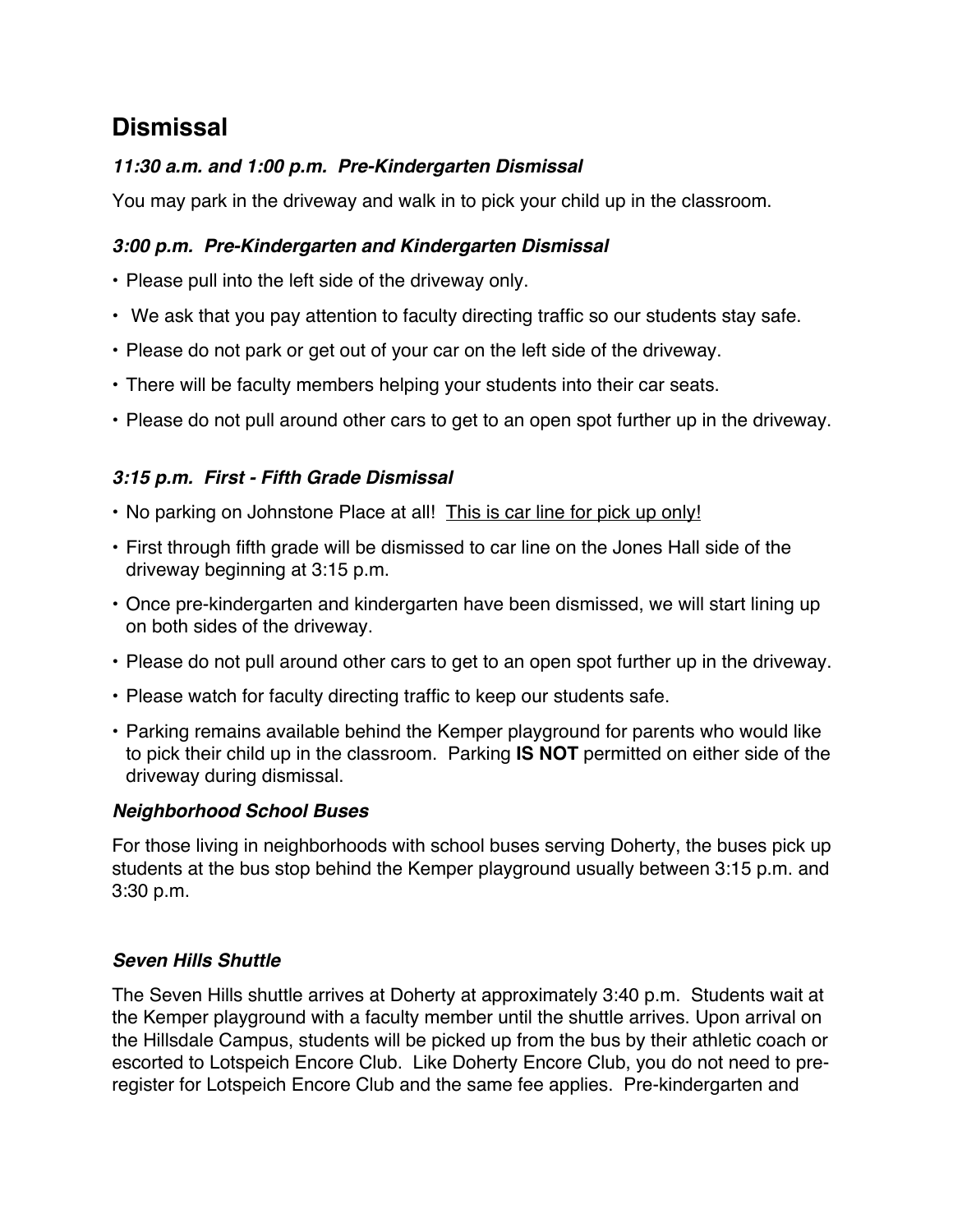# Dismissal

### *11:30 a.m. and 1:00 p.m.  Pre-Kindergarten Dismissal*

You may park in the driveway and walk in to pick your child up in the classroom.

### *3:00 p.m.  Pre-Kindergarten and Kindergarten Dismissal*

- Please pull into the left side of the driveway only.
- We ask that you pay attention to faculty directing traffic so our students stay safe.
- Please do not park or get out of your car on the left side of the driveway.
- There will be faculty members helping your students into their car seats.
- Please do not pull around other cars to get to an open spot further up in the driveway.

### *3:15 p.m.  First - Fifth Grade Dismissal*

- No parking on Johnstone Place at all!  <u>This is car line for pick up only!</u>
- First through fifth grade will be dismissed to car line on the Jones Hall side of the driveway beginning at 3:15 p.m.
- Once pre-kindergarten and kindergarten have been dismissed, we will start lining up on both sides of the driveway.
- Please do not pull around other cars to get to an open spot further up in the driveway.
- Please watch for faculty directing traffic to keep our students safe.
- Parking remains available behind the Kemper playground for parents who would like to pick their child up in the classroom.  Parking **IS NOT** permitted on either side of the driveway during dismissal.

### *Neighborhood School Buses*

For those living in neighborhoods with school buses serving Doherty, the buses pick up students at the bus stop behind the Kemper playground usually between 3:15 p.m. and 3:30 p.m.

### *Seven Hills Shuttle*

The Seven Hills shuttle arrives at Doherty at approximately 3:40 p.m.  Students wait at the Kemper playground with a faculty member until the shuttle arrives. Upon arrival on the Hillsdale Campus, students will be picked up from the bus by their athletic coach or escorted to Lotspeich Encore Club.  Like Doherty Encore Club, you do not need to pre-register for Lotspeich Encore Club and the same fee applies.  Pre-kindergarten and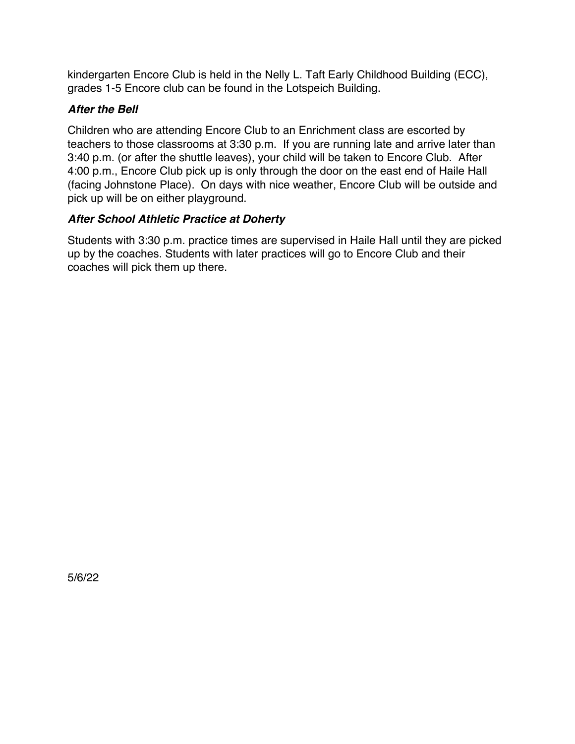kindergarten Encore Club is held in the Nelly L. Taft Early Childhood Building (ECC), grades 1-5 Encore club can be found in the Lotspeich Building.

### *After the Bell*

Children who are attending Encore Club to an Enrichment class are escorted by teachers to those classrooms at 3:30 p.m. If you are running late and arrive later than 3:40 p.m. (or after the shuttle leaves), your child will be taken to Encore Club. After 4:00 p.m., Encore Club pick up is only through the door on the east end of Haile Hall (facing Johnstone Place). On days with nice weather, Encore Club will be outside and pick up will be on either playground.

### *After School Athletic Practice at Doherty*

Students with 3:30 p.m. practice times are supervised in Haile Hall until they are picked up by the coaches. Students with later practices will go to Encore Club and their coaches will pick them up there.

5/6/22